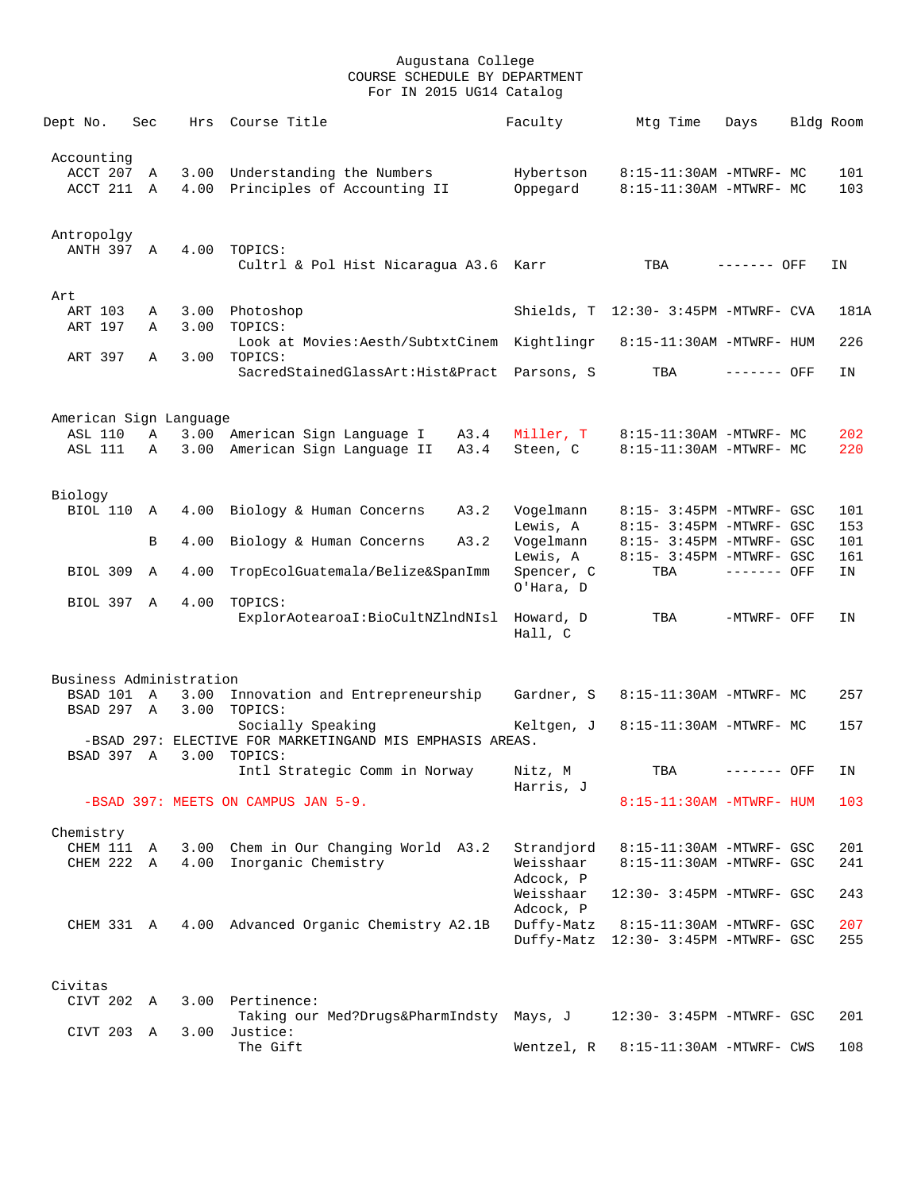# Augustana College
## COURSE SCHEDULE BY DEPARTMENT
### For IN 2015 UG14 Catalog

| Dept No. | Sec | Hrs | Course Title | Faculty | Mtg Time | Days | Bldg | Room |
|---|---|---|---|---|---|---|---|---|
| **Accounting** | | | | | | | | |
| ACCT 207 | A | 3.00 | Understanding the Numbers | Hybertson | 8:15-11:30AM | -MTWRF- | MC | 101 |
| ACCT 211 | A | 4.00 | Principles of Accounting II | Oppegard | 8:15-11:30AM | -MTWRF- | MC | 103 |
| **Antropolgy** | | | | | | | | |
| ANTH 397 | A | 4.00 | TOPICS: | | | | | |
| | | | Cultrl & Pol Hist Nicaragua A3.6 | Karr | TBA | ------- | OFF | IN |
| **Art** | | | | | | | | |
| ART 103 | A | 3.00 | Photoshop | Shields, T | 12:30- 3:45PM | -MTWRF- | CVA | 181A |
| ART 197 | A | 3.00 | TOPICS: | | | | | |
| | | | Look at Movies:Aesth/SubtxtCinem | Kightlingr | 8:15-11:30AM | -MTWRF- | HUM | 226 |
| ART 397 | A | 3.00 | TOPICS: | | | | | |
| | | | SacredStainedGlassArt:Hist&Pract | Parsons, S | TBA | ------- | OFF | IN |
| **American Sign Language** | | | | | | | | |
| ASL 110 | A | 3.00 | American Sign Language I A3.4 | Miller, T | 8:15-11:30AM | -MTWRF- | MC | 202 |
| ASL 111 | A | 3.00 | American Sign Language II A3.4 | Steen, C | 8:15-11:30AM | -MTWRF- | MC | 220 |
| **Biology** | | | | | | | | |
| BIOL 110 | A | 4.00 | Biology & Human Concerns A3.2 | Vogelmann | 8:15- 3:45PM | -MTWRF- | GSC | 101 |
| | | | | Lewis, A | 8:15- 3:45PM | -MTWRF- | GSC | 153 |
| | B | 4.00 | Biology & Human Concerns A3.2 | Vogelmann | 8:15- 3:45PM | -MTWRF- | GSC | 101 |
| | | | | Lewis, A | 8:15- 3:45PM | -MTWRF- | GSC | 161 |
| BIOL 309 | A | 4.00 | TropEcolGuatemala/Belize&SpanImm | Spencer, C | TBA | ------- | OFF | IN |
| | | | | O'Hara, D | | | | |
| BIOL 397 | A | 4.00 | TOPICS: | | | | | |
| | | | ExplorAotearoaI:BioCultNZlndNIsl | Howard, D | TBA | -MTWRF- | OFF | IN |
| | | | | Hall, C | | | | |
| **Business Administration** | | | | | | | | |
| BSAD 101 | A | 3.00 | Innovation and Entrepreneurship | Gardner, S | 8:15-11:30AM | -MTWRF- | MC | 257 |
| BSAD 297 | A | 3.00 | TOPICS: | | | | | |
| | | | Socially Speaking | Keltgen, J | 8:15-11:30AM | -MTWRF- | MC | 157 |
| -BSAD 297: ELECTIVE FOR MARKETINGAND MIS EMPHASIS AREAS. | | | | | | | | |
| BSAD 397 | A | 3.00 | TOPICS: | | | | | |
| | | | Intl Strategic Comm in Norway | Nitz, M | TBA | ------- | OFF | IN |
| | | | | Harris, J | | | | |
| -BSAD 397: MEETS ON CAMPUS JAN 5-9. | | | | | 8:15-11:30AM | -MTWRF- | HUM | 103 |
| **Chemistry** | | | | | | | | |
| CHEM 111 | A | 3.00 | Chem in Our Changing World A3.2 | Strandjord | 8:15-11:30AM | -MTWRF- | GSC | 201 |
| CHEM 222 | A | 4.00 | Inorganic Chemistry | Weisshaar | 8:15-11:30AM | -MTWRF- | GSC | 241 |
| | | | | Adcock, P | | | | |
| | | | | Weisshaar | 12:30- 3:45PM | -MTWRF- | GSC | 243 |
| | | | | Adcock, P | | | | |
| CHEM 331 | A | 4.00 | Advanced Organic Chemistry A2.1B | Duffy-Matz | 8:15-11:30AM | -MTWRF- | GSC | 207 |
| | | | | Duffy-Matz | 12:30- 3:45PM | -MTWRF- | GSC | 255 |
| **Civitas** | | | | | | | | |
| CIVT 202 | A | 3.00 | Pertinence: | | | | | |
| | | | Taking our Med?Drugs&PharmIndsty | Mays, J | 12:30- 3:45PM | -MTWRF- | GSC | 201 |
| CIVT 203 | A | 3.00 | Justice: | | | | | |
| | | | The Gift | Wentzel, R | 8:15-11:30AM | -MTWRF- | CWS | 108 |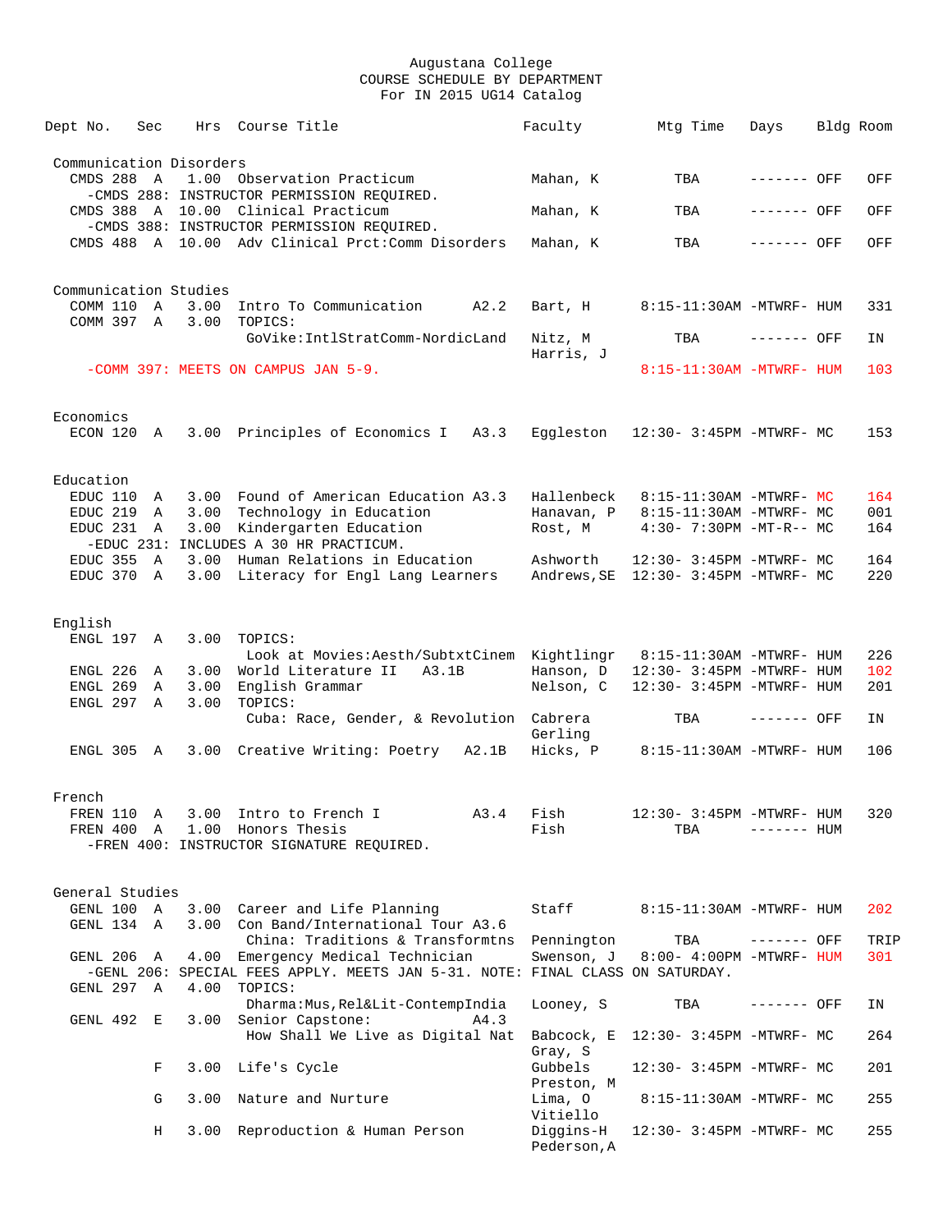Augustana College
COURSE SCHEDULE BY DEPARTMENT
For IN 2015 UG14 Catalog

| Dept No. | Sec | Hrs | Course Title | Faculty | Mtg Time | Days | Bldg | Room |
|---|---|---|---|---|---|---|---|---|
| **Communication Disorders** | | | | | | | | |
| CMDS 288 | A | 1.00 | Observation Practicum | Mahan, K | TBA | ------- | OFF | OFF |
| -CMDS 288: INSTRUCTOR PERMISSION REQUIRED. | | | | | | | | |
| CMDS 388 | A | 10.00 | Clinical Practicum | Mahan, K | TBA | ------- | OFF | OFF |
| -CMDS 388: INSTRUCTOR PERMISSION REQUIRED. | | | | | | | | |
| CMDS 488 | A | 10.00 | Adv Clinical Prct:Comm Disorders | Mahan, K | TBA | ------- | OFF | OFF |
| **Communication Studies** | | | | | | | | |
| COMM 110 | A | 3.00 | Intro To Communication A2.2 | Bart, H | 8:15-11:30AM | -MTWRF- | HUM | 331 |
| COMM 397 | A | 3.00 | TOPICS: GoVike:IntlStratComm-NordicLand | Nitz, M; Harris, J | TBA | ------- | OFF | IN |
| -COMM 397: MEETS ON CAMPUS JAN 5-9. | | | | | 8:15-11:30AM | -MTWRF- | HUM | 103 |
| **Economics** | | | | | | | | |
| ECON 120 | A | 3.00 | Principles of Economics I A3.3 | Eggleston | 12:30- 3:45PM | -MTWRF- | MC | 153 |
| **Education** | | | | | | | | |
| EDUC 110 | A | 3.00 | Found of American Education A3.3 | Hallenbeck | 8:15-11:30AM | -MTWRF- | MC | 164 |
| EDUC 219 | A | 3.00 | Technology in Education | Hanavan, P | 8:15-11:30AM | -MTWRF- | MC | 001 |
| EDUC 231 | A | 3.00 | Kindergarten Education | Rost, M | 4:30- 7:30PM | -MT-R-- | MC | 164 |
| -EDUC 231: INCLUDES A 30 HR PRACTICUM. | | | | | | | | |
| EDUC 355 | A | 3.00 | Human Relations in Education | Ashworth | 12:30- 3:45PM | -MTWRF- | MC | 164 |
| EDUC 370 | A | 3.00 | Literacy for Engl Lang Learners | Andrews,SE | 12:30- 3:45PM | -MTWRF- | MC | 220 |
| **English** | | | | | | | | |
| ENGL 197 | A | 3.00 | TOPICS: Look at Movies:Aesth/SubtxtCinem | Kightlingr | 8:15-11:30AM | -MTWRF- | HUM | 226 |
| ENGL 226 | A | 3.00 | World Literature II A3.1B | Hanson, D | 12:30- 3:45PM | -MTWRF- | HUM | 102 |
| ENGL 269 | A | 3.00 | English Grammar | Nelson, C | 12:30- 3:45PM | -MTWRF- | HUM | 201 |
| ENGL 297 | A | 3.00 | TOPICS: Cuba: Race, Gender, & Revolution | Cabrera; Gerling | TBA | ------- | OFF | IN |
| ENGL 305 | A | 3.00 | Creative Writing: Poetry A2.1B | Hicks, P | 8:15-11:30AM | -MTWRF- | HUM | 106 |
| **French** | | | | | | | | |
| FREN 110 | A | 3.00 | Intro to French I A3.4 | Fish | 12:30- 3:45PM | -MTWRF- | HUM | 320 |
| FREN 400 | A | 1.00 | Honors Thesis | Fish | TBA | ------- | HUM | |
| -FREN 400: INSTRUCTOR SIGNATURE REQUIRED. | | | | | | | | |
| **General Studies** | | | | | | | | |
| GENL 100 | A | 3.00 | Career and Life Planning | Staff | 8:15-11:30AM | -MTWRF- | HUM | 202 |
| GENL 134 | A | 3.00 | Con Band/International Tour A3.6: China: Traditions & Transformtns | Pennington | TBA | ------- | OFF | TRIP |
| GENL 206 | A | 4.00 | Emergency Medical Technician | Swenson, J | 8:00- 4:00PM | -MTWRF- | HUM | 301 |
| -GENL 206: SPECIAL FEES APPLY. MEETS JAN 5-31. NOTE: FINAL CLASS ON SATURDAY. | | | | | | | | |
| GENL 297 | A | 4.00 | TOPICS: Dharma:Mus,Rel&Lit-ContempIndia | Looney, S | TBA | ------- | OFF | IN |
| GENL 492 | E | 3.00 | Senior Capstone: A4.3 How Shall We Live as Digital Nat | Babcock, E; Gray, S | 12:30- 3:45PM | -MTWRF- | MC | 264 |
| | F | 3.00 | Life's Cycle | Gubbels; Preston, M | 12:30- 3:45PM | -MTWRF- | MC | 201 |
| | G | 3.00 | Nature and Nurture | Lima, O; Vitiello | 8:15-11:30AM | -MTWRF- | MC | 255 |
| | H | 3.00 | Reproduction & Human Person | Diggins-H; Pederson,A | 12:30- 3:45PM | -MTWRF- | MC | 255 |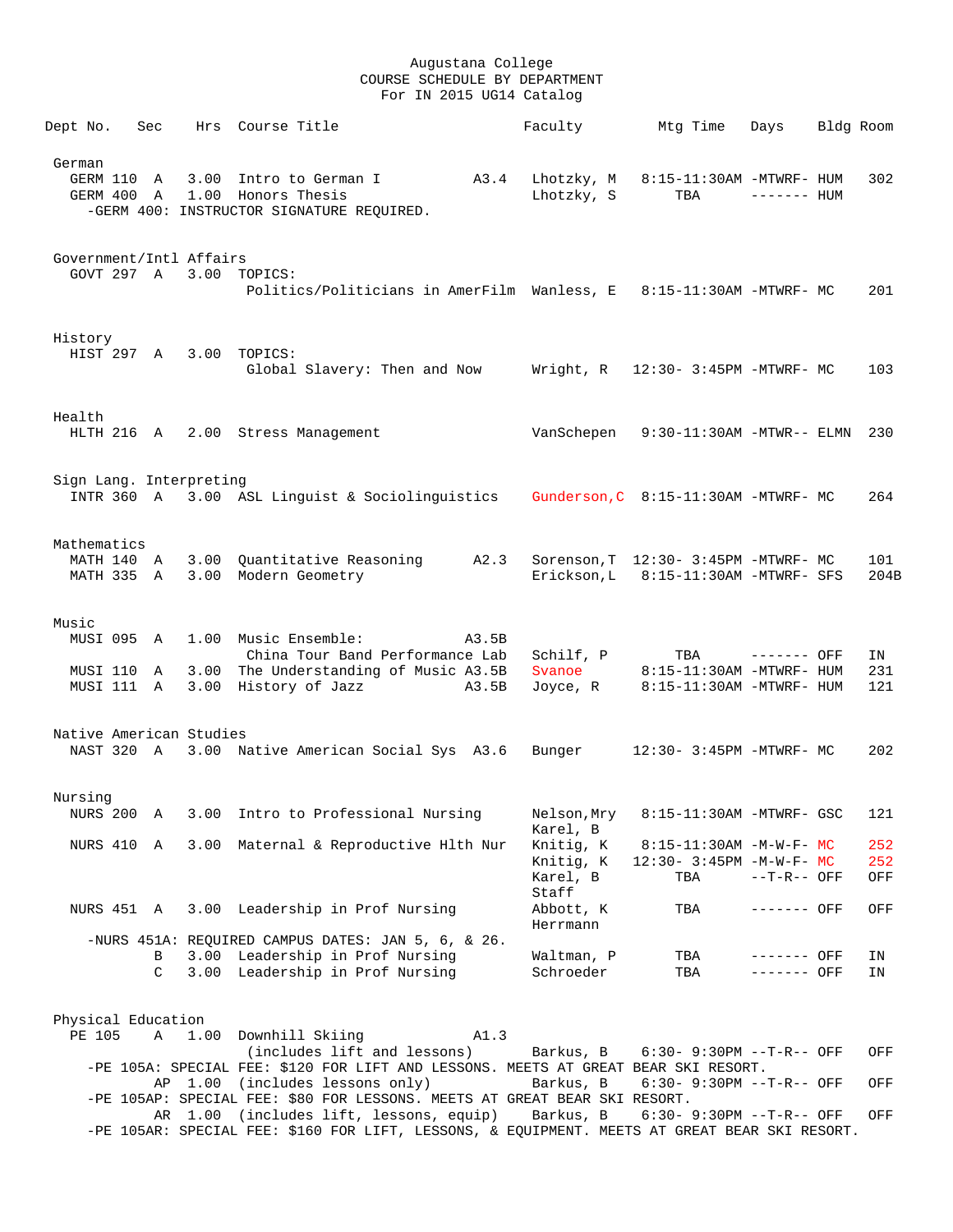Augustana College
COURSE SCHEDULE BY DEPARTMENT
For IN 2015 UG14 Catalog

| Dept | No. | Sec | Hrs | Course Title | | Faculty | Mtg Time | Days | Bldg | Room |
|---|---|---|---|---|---|---|---|---|---|---|
| **German** | | | | | | | | | | |
| GERM | 110 | A | 3.00 | Intro to German I | A3.4 | Lhotzky, M | 8:15-11:30AM | -MTWRF- | HUM | 302 |
| GERM | 400 | A | 1.00 | Honors Thesis | | Lhotzky, S | TBA | ------- | HUM | |
| -GERM 400: INSTRUCTOR SIGNATURE REQUIRED. | | | | | | | | | | |
| **Government/Intl Affairs** | | | | | | | | | | |
| GOVT | 297 | A | 3.00 | TOPICS: Politics/Politicians in AmerFilm | | Wanless, E | 8:15-11:30AM | -MTWRF- | MC | 201 |
| **History** | | | | | | | | | | |
| HIST | 297 | A | 3.00 | TOPICS: Global Slavery: Then and Now | | Wright, R | 12:30- 3:45PM | -MTWRF- | MC | 103 |
| **Health** | | | | | | | | | | |
| HLTH | 216 | A | 2.00 | Stress Management | | VanSchepen | 9:30-11:30AM | -MTWR-- | ELMN | 230 |
| **Sign Lang. Interpreting** | | | | | | | | | | |
| INTR | 360 | A | 3.00 | ASL Linguist & Sociolinguistics | | Gunderson,C | 8:15-11:30AM | -MTWRF- | MC | 264 |
| **Mathematics** | | | | | | | | | | |
| MATH | 140 | A | 3.00 | Quantitative Reasoning | A2.3 | Sorenson,T | 12:30- 3:45PM | -MTWRF- | MC | 101 |
| MATH | 335 | A | 3.00 | Modern Geometry | | Erickson,L | 8:15-11:30AM | -MTWRF- | SFS | 204B |
| **Music** | | | | | | | | | | |
| MUSI | 095 | A | 1.00 | Music Ensemble: China Tour Band Performance Lab | A3.5B | Schilf, P | TBA | ------- | OFF | IN |
| MUSI | 110 | A | 3.00 | The Understanding of Music | A3.5B | Svanoe | 8:15-11:30AM | -MTWRF- | HUM | 231 |
| MUSI | 111 | A | 3.00 | History of Jazz | A3.5B | Joyce, R | 8:15-11:30AM | -MTWRF- | HUM | 121 |
| **Native American Studies** | | | | | | | | | | |
| NAST | 320 | A | 3.00 | Native American Social Sys | A3.6 | Bunger | 12:30- 3:45PM | -MTWRF- | MC | 202 |
| **Nursing** | | | | | | | | | | |
| NURS | 200 | A | 3.00 | Intro to Professional Nursing | | Nelson,Mry; Karel, B | 8:15-11:30AM | -MTWRF- | GSC | 121 |
| NURS | 410 | A | 3.00 | Maternal & Reproductive Hlth Nur | | Knitig, K | 8:15-11:30AM | -M-W-F- | MC | 252 |
| | | | | | | Knitig, K | 12:30- 3:45PM | -M-W-F- | MC | 252 |
| | | | | | | Karel, B; Staff | TBA | --T-R-- | OFF | OFF |
| NURS | 451 | A | 3.00 | Leadership in Prof Nursing | | Abbott, K; Herrmann | TBA | ------- | OFF | OFF |
| -NURS 451A: REQUIRED CAMPUS DATES: JAN 5, 6, & 26. | | | | | | | | | | |
| | | B | 3.00 | Leadership in Prof Nursing | | Waltman, P | TBA | ------- | OFF | IN |
| | | C | 3.00 | Leadership in Prof Nursing | | Schroeder | TBA | ------- | OFF | IN |
| **Physical Education** | | | | | | | | | | |
| PE | 105 | A | 1.00 | Downhill Skiing (includes lift and lessons) | A1.3 | Barkus, B | 6:30- 9:30PM | --T-R-- | OFF | OFF |
| -PE 105A: SPECIAL FEE: $120 FOR LIFT AND LESSONS. MEETS AT GREAT BEAR SKI RESORT. | | | | | | | | | | |
| | | AP | 1.00 | (includes lessons only) | | Barkus, B | 6:30- 9:30PM | --T-R-- | OFF | OFF |
| -PE 105AP: SPECIAL FEE: $80 FOR LESSONS. MEETS AT GREAT BEAR SKI RESORT. | | | | | | | | | | |
| | | AR | 1.00 | (includes lift, lessons, equip) | | Barkus, B | 6:30- 9:30PM | --T-R-- | OFF | OFF |
| -PE 105AR: SPECIAL FEE: $160 FOR LIFT, LESSONS, & EQUIPMENT. MEETS AT GREAT BEAR SKI RESORT. | | | | | | | | | | |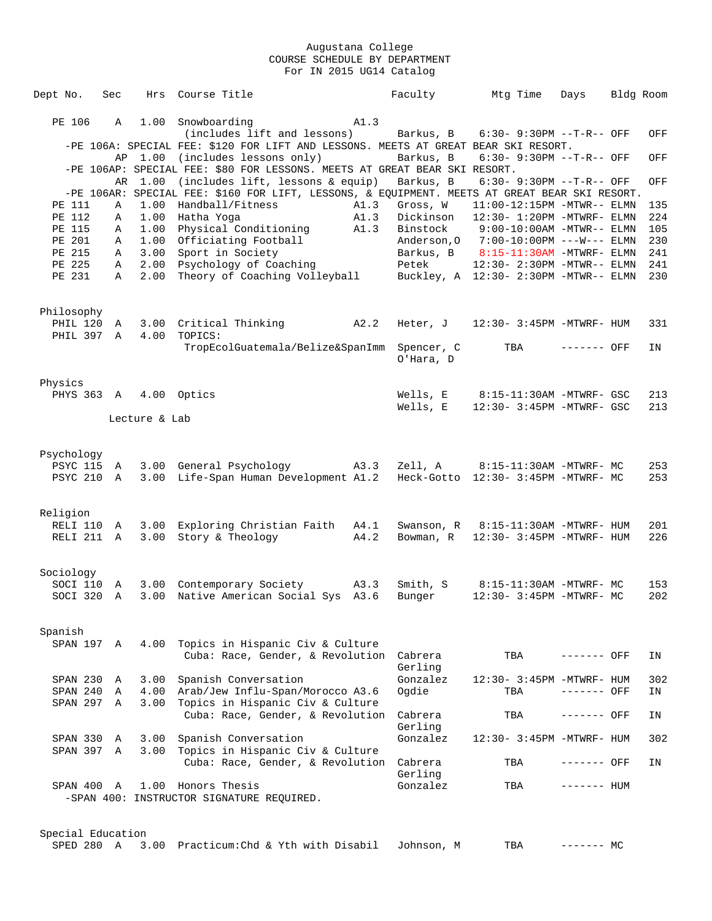Augustana College
COURSE SCHEDULE BY DEPARTMENT
For IN 2015 UG14 Catalog

| Dept No. | Sec | Hrs | Course Title | | Faculty | Mtg Time | Days | Bldg | Room |
|---|---|---|---|---|---|---|---|---|---|
| PE 106 | A | 1.00 | Snowboarding | A1.3 | | | | | |
| | | | (includes lift and lessons) | | Barkus, B | 6:30- 9:30PM | --T-R-- | OFF | OFF |
| -PE 106A: SPECIAL FEE: $120 FOR LIFT AND LESSONS. MEETS AT GREAT BEAR SKI RESORT. | | | | | | | | | |
| | AP | 1.00 | (includes lessons only) | | Barkus, B | 6:30- 9:30PM | --T-R-- | OFF | OFF |
| -PE 106AP: SPECIAL FEE: $80 FOR LESSONS. MEETS AT GREAT BEAR SKI RESORT. | | | | | | | | | |
| | AR | 1.00 | (includes lift, lessons & equip) | | Barkus, B | 6:30- 9:30PM | --T-R-- | OFF | OFF |
| -PE 106AR: SPECIAL FEE: $160 FOR LIFT, LESSONS, & EQUIPMENT. MEETS AT GREAT BEAR SKI RESORT. | | | | | | | | | |
| PE 111 | A | 1.00 | Handball/Fitness | A1.3 | Gross, W | 11:00-12:15PM | -MTWR-- | ELMN | 135 |
| PE 112 | A | 1.00 | Hatha Yoga | A1.3 | Dickinson | 12:30- 1:20PM | -MTWRF- | ELMN | 224 |
| PE 115 | A | 1.00 | Physical Conditioning | A1.3 | Binstock | 9:00-10:00AM | -MTWR-- | ELMN | 105 |
| PE 201 | A | 1.00 | Officiating Football | | Anderson,O | 7:00-10:00PM | ---W--- | ELMN | 230 |
| PE 215 | A | 3.00 | Sport in Society | | Barkus, B | 8:15-11:30AM | -MTWRF- | ELMN | 241 |
| PE 225 | A | 2.00 | Psychology of Coaching | | Petek | 12:30- 2:30PM | -MTWR-- | ELMN | 241 |
| PE 231 | A | 2.00 | Theory of Coaching Volleyball | | Buckley, A | 12:30- 2:30PM | -MTWR-- | ELMN | 230 |
| **Philosophy** | | | | | | | | | |
| PHIL 120 | A | 3.00 | Critical Thinking | A2.2 | Heter, J | 12:30- 3:45PM | -MTWRF- | HUM | 331 |
| PHIL 397 | A | 4.00 | TOPICS: | | | | | | |
| | | | TropEcolGuatemala/Belize&SpanImm | | Spencer, C<br>O'Hara, D | TBA | ------- | OFF | IN |
| **Physics** | | | | | | | | | |
| PHYS 363 | A | 4.00 | Optics | | Wells, E | 8:15-11:30AM | -MTWRF- | GSC | 213 |
| | | | | | Wells, E | 12:30- 3:45PM | -MTWRF- | GSC | 213 |
| | Lecture & Lab | | | | | | | | |
| **Psychology** | | | | | | | | | |
| PSYC 115 | A | 3.00 | General Psychology | A3.3 | Zell, A | 8:15-11:30AM | -MTWRF- | MC | 253 |
| PSYC 210 | A | 3.00 | Life-Span Human Development | A1.2 | Heck-Gotto | 12:30- 3:45PM | -MTWRF- | MC | 253 |
| **Religion** | | | | | | | | | |
| RELI 110 | A | 3.00 | Exploring Christian Faith | A4.1 | Swanson, R | 8:15-11:30AM | -MTWRF- | HUM | 201 |
| RELI 211 | A | 3.00 | Story & Theology | A4.2 | Bowman, R | 12:30- 3:45PM | -MTWRF- | HUM | 226 |
| **Sociology** | | | | | | | | | |
| SOCI 110 | A | 3.00 | Contemporary Society | A3.3 | Smith, S | 8:15-11:30AM | -MTWRF- | MC | 153 |
| SOCI 320 | A | 3.00 | Native American Social Sys | A3.6 | Bunger | 12:30- 3:45PM | -MTWRF- | MC | 202 |
| **Spanish** | | | | | | | | | |
| SPAN 197 | A | 4.00 | Topics in Hispanic Civ & Culture | | | | | | |
| | | | Cuba: Race, Gender, & Revolution | | Cabrera<br>Gerling | TBA | ------- | OFF | IN |
| SPAN 230 | A | 3.00 | Spanish Conversation | | Gonzalez | 12:30- 3:45PM | -MTWRF- | HUM | 302 |
| SPAN 240 | A | 4.00 | Arab/Jew Influ-Span/Morocco | A3.6 | Ogdie | TBA | ------- | OFF | IN |
| SPAN 297 | A | 3.00 | Topics in Hispanic Civ & Culture | | | | | | |
| | | | Cuba: Race, Gender, & Revolution | | Cabrera<br>Gerling | TBA | ------- | OFF | IN |
| SPAN 330 | A | 3.00 | Spanish Conversation | | Gonzalez | 12:30- 3:45PM | -MTWRF- | HUM | 302 |
| SPAN 397 | A | 3.00 | Topics in Hispanic Civ & Culture | | | | | | |
| | | | Cuba: Race, Gender, & Revolution | | Cabrera<br>Gerling | TBA | ------- | OFF | IN |
| SPAN 400 | A | 1.00 | Honors Thesis | | Gonzalez | TBA | ------- | HUM | |
| -SPAN 400: INSTRUCTOR SIGNATURE REQUIRED. | | | | | | | | | |
| **Special Education** | | | | | | | | | |
| SPED 280 | A | 3.00 | Practicum:Chd & Yth with Disabil | | Johnson, M | TBA | ------- | MC | |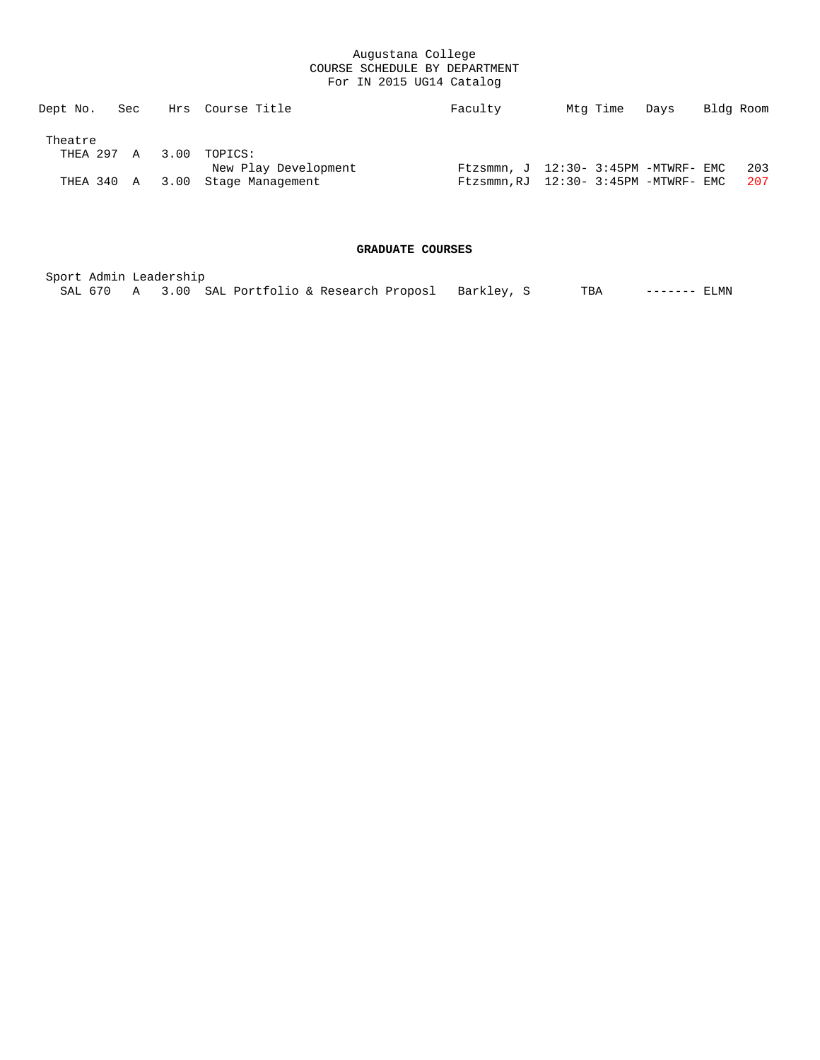Augustana College
COURSE SCHEDULE BY DEPARTMENT
For IN 2015 UG14 Catalog

| Dept No. | Sec | Hrs | Course Title | Faculty | Mtg Time | Days | Bldg | Room |
|---|---|---|---|---|---|---|---|---|
| Theatre | | | | | | | | |
| THEA 297 | A | 3.00 | TOPICS: New Play Development | Ftzsmmn, J | 12:30- 3:45PM | -MTWRF- | EMC | 203 |
| THEA 340 | A | 3.00 | Stage Management | Ftzsmmn,RJ | 12:30- 3:45PM | -MTWRF- | EMC | 207 |

**GRADUATE COURSES**

| Dept No. | Sec | Hrs | Course Title | Faculty | Mtg Time | Days | Bldg | Room |
|---|---|---|---|---|---|---|---|---|
| Sport Admin Leadership | | | | | | | | |
| SAL 670 | A | 3.00 | SAL Portfolio & Research Proposl | Barkley, S | TBA | ------- | ELMN | |